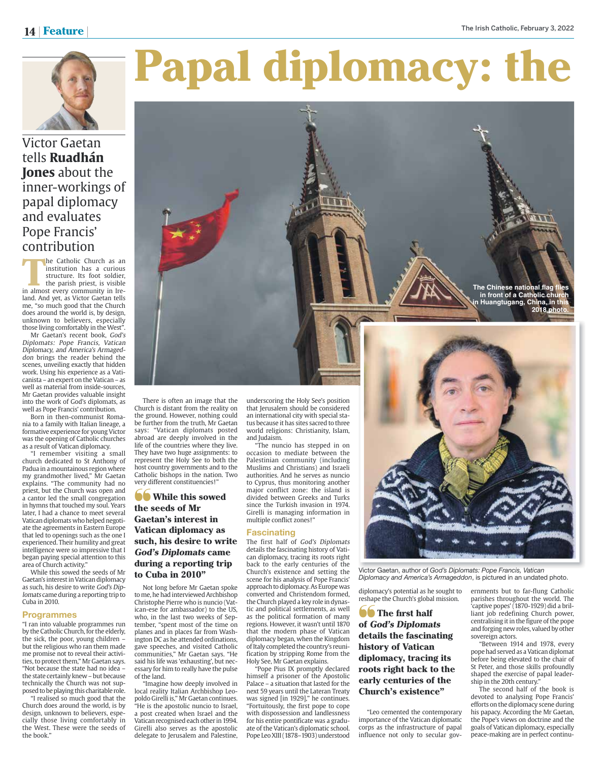# Papal diplomacy: the

Victor Gaetan tells **Ruadhán Jones** about the inner-workings of papal diplomacy and evaluates Pope Francis' contribution

The Catholic Church as an institution has a curious structure. Its foot soldier, the parish priest, is visible in almost every community in Ireland. And yet, as Victor Gaetan tells me, "so much good that the Church does around the world is, by design, unknown to believers, especially those living comfortably in the West".

Mr Gaetan's recent book, *God's Diplomats: Pope Francis, Vatican Diplomacy, and America's Armageddon* brings the reader behind the scenes, unveiling exactly that hidden work. Using his experience as a Vaticanista – an expert on the Vatican – as well as material from inside-sources, Mr Gaetan provides valuable insight into the work of God's diplomats, as well as Pope Francis' contribution.

Born in then-communist Romania to a family with Italian lineage, a formative experience for young Victor was the opening of Catholic churches as a result of Vatican diplomacy.

"I remember visiting a small church dedicated to St Anthony of Padua in a mountainous region where my grandmother lived," Mr Gaetan explains. "The community had no priest, but the Church was open and a cantor led the small congregation in hymns that touched my soul. Years later, I had a chance to meet several Vatican diplomats who helped negotiate the agreements in Eastern Europe that led to openings such as the one I experienced. Their humility and great intelligence were so impressive that I began paying special attention to this area of Church activity."

While this sowed the seeds of Mr Gaetan's interest in Vatican diplomacy as such, his desire to write *God's Diplomats* came during a reporting trip to Cuba in 2010.

## Programmes

"I ran into valuable programmes run by the Catholic Church, for the elderly, the sick, the poor, young children – but the religious who ran them made me promise not to reveal their activities, to protect them," Mr Gaetan says. "Not because the state had no idea – the state certainly knew – but because technically the Church was not supposed to be playing this charitable role.

"I realised so much good that the Church does around the world, is by design, unknown to believers, especially those living comfortably in the West. These were the seeds of the book."

The Chinese national flag flies in front of a Catholic church in Huangtugang, China, in this 2018 photo.

There is often an image that the Church is distant from the reality on the ground. However, nothing could be further from the truth, Mr Gaetan says: "Vatican diplomats posted abroad are deeply involved in the life of the countries where they live. They have two huge assignments: to represent the Holy See to both the host country governments and to the Catholic bishops in the nation. Two very different constituencies!"

> **While this sowed the seeds of Mr Gaetan's interest in Vatican diplomacy as such, his desire to write *God's Diplomats* came during a reporting trip to Cuba in 2010"**

Not long before Mr Gaetan spoke to me, he had interviewed Archbishop Christophe Pierre who is nuncio (Vatican-ese for ambassador) to the US, who, in the last two weeks of September, "spent most of the time on planes and in places far from Washington DC as he attended ordinations, gave speeches, and visited Catholic communities," Mr Gaetan says. "He said his life was 'exhausting', but necessary for him to really have the pulse of the land.

"Imagine how deeply involved in local reality Italian Archbishop Leopoldo Girelli is," Mr Gaetan continues. "He is the apostolic nuncio to Israel, a post created when Israel and the Vatican recognised each other in 1994. Girelli also serves as the apostolic delegate to Jerusalem and Palestine, underscoring the Holy See's position that Jerusalem should be considered an international city with special status because it has sites sacred to three world religions: Christianity, Islam, and Judaism.

"The nuncio has stepped in on occasion to mediate between the Palestinian community (including Muslims and Christians) and Israeli authorities. And he serves as nuncio to Cyprus, thus monitoring another major conflict zone: the island is divided between Greeks and Turks since the Turkish invasion in 1974. Girelli is managing information in multiple conflict zones!"

## Fascinating

The first half of *God's Diplomats* details the fascinating history of Vatican diplomacy, tracing its roots right back to the early centuries of the Church's existence and setting the scene for his analysis of Pope Francis' approach to diplomacy. As Europe was converted and Christendom formed, the Church played a key role in dynastic and political settlements, as well as the political formation of many regions. However, it wasn't until 1870 that the modern phase of Vatican diplomacy began, when the Kingdom of Italy completed the country's reunification by stripping Rome from the Holy See, Mr Gaetan explains.

"Pope Pius IX promptly declared himself a prisoner of the Apostolic Palace – a situation that lasted for the next 59 years until the Lateran Treaty was signed [in 1929]," he continues. "Fortuitously, the first pope to cope with dispossession and landlessness for his entire pontificate was a graduate of the Vatican's diplomatic school. Pope Leo XIII (1878–1903) understood diplomacy's potential as he sought to reshape the Church's global mission.

> **The first half of *God's Diplomats* details the fascinating history of Vatican diplomacy, tracing its roots right back to the early centuries of the Church's existence"**

"Leo cemented the contemporary importance of the Vatican diplomatic corps as the infrastructure of papal influence not only to secular governments but to far-flung Catholic parishes throughout the world. The 'captive popes' (1870-1929) did a brilliant job redefining Church power, centralising it in the figure of the pope and forging new roles, valued by other sovereign actors.

"Between 1914 and 1978, every pope had served as a Vatican diplomat before being elevated to the chair of St Peter, and those skills profoundly shaped the exercise of papal leadership in the 20th century."

The second half of the book is devoted to analysing Pope Francis' efforts on the diplomacy scene during his papacy. According the Mr Gaetan, the Pope's views on doctrine and the goals of Vatican diplomacy, especially peace-making are in perfect continu-

Victor Gaetan, author of *God's Diplomats: Pope Francis, Vatican Diplomacy and America's Armageddon*, is pictured in an undated photo.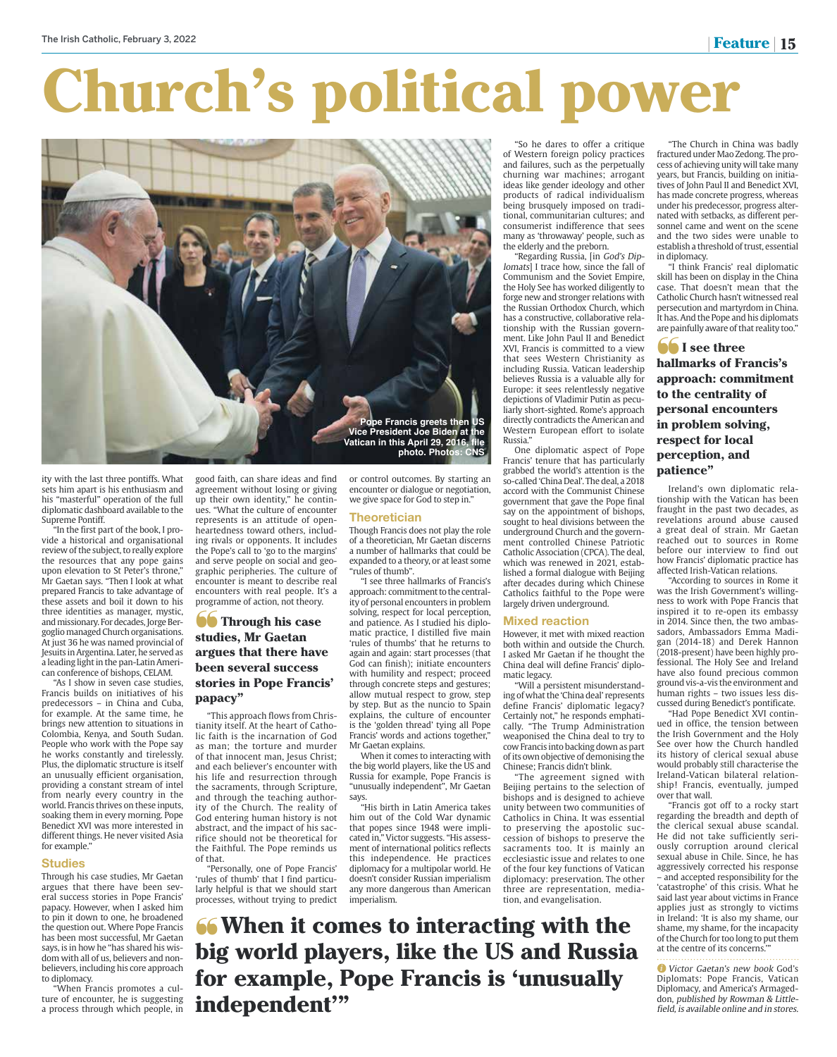# Church's political power

Pope Francis greets then US Vice President Joe Biden at the Vatican in this April 29, 2016, file photo. Photos: CNS

ity with the last three pontiffs. What sets him apart is his enthusiasm and his "masterful" operation of the full diplomatic dashboard available to the Supreme Pontiff.

"In the first part of the book, I provide a historical and organisational review of the subject, to really explore the resources that any pope gains upon elevation to St Peter's throne," Mr Gaetan says. "Then I look at what prepared Francis to take advantage of these assets and boil it down to his three identities as manager, mystic, and missionary. For decades, Jorge Bergoglio managed Church organisations. At just 36 he was named provincial of Jesuits in Argentina. Later, he served as a leading light in the pan-Latin American conference of bishops, CELAM.

"As I show in seven case studies, Francis builds on initiatives of his predecessors – in China and Cuba, for example. At the same time, he brings new attention to situations in Colombia, Kenya, and South Sudan. People who work with the Pope say he works constantly and tirelessly. Plus, the diplomatic structure is itself an unusually efficient organisation, providing a constant stream of intel from nearly every country in the world. Francis thrives on these inputs, soaking them in every morning. Pope Benedict XVI was more interested in different things. He never visited Asia for example."

## Studies

Through his case studies, Mr Gaetan argues that there have been several success stories in Pope Francis' papacy. However, when I asked him to pin it down to one, he broadened the question out. Where Pope Francis has been most successful, Mr Gaetan says, is in how he "has shared his wisdom with all of us, believers and non-believers, including his core approach to diplomacy.

"When Francis promotes a culture of encounter, he is suggesting a process through which people, in good faith, can share ideas and find agreement without losing or giving up their own identity," he continues. "What the culture of encounter represents is an attitude of openheartedness toward others, including rivals or opponents. It includes the Pope's call to 'go to the margins' and serve people on social and geographic peripheries. The culture of encounter is meant to describe real encounters with real people. It's a programme of action, not theory.

> **Through his case studies, Mr Gaetan argues that there have been several success stories in Pope Francis' papacy"**

"This approach flows from Christianity itself. At the heart of Catholic faith is the incarnation of God as man; the torture and murder of that innocent man, Jesus Christ; and each believer's encounter with his life and resurrection through the sacraments, through Scripture, and through the teaching authority of the Church. The reality of God entering human history is not abstract, and the impact of his sacrifice should not be theoretical for the Faithful. The Pope reminds us of that.

"Personally, one of Pope Francis' 'rules of thumb' that I find particularly helpful is that we should start processes, without trying to predict or control outcomes. By starting an encounter or dialogue or negotiation, we give space for God to step in."

## Theoretician

Though Francis does not play the role of a theoretician, Mr Gaetan discerns a number of hallmarks that could be expanded to a theory, or at least some "rules of thumb".

"I see three hallmarks of Francis's approach: commitment to the centrality of personal encounters in problem solving, respect for local perception, and patience. As I studied his diplomatic practice, I distilled five main 'rules of thumbs' that he returns to again and again: start processes (that God can finish); initiate encounters with humility and respect; proceed through concrete steps and gestures; allow mutual respect to grow, step by step. But as the nuncio to Spain explains, the culture of encounter is the 'golden thread' tying all Pope Francis' words and actions together," Mr Gaetan explains.

When it comes to interacting with the big world players, like the US and Russia for example, Pope Francis is "unusually independent", Mr Gaetan says.

"His birth in Latin America takes him out of the Cold War dynamic that popes since 1948 were implicated in," Victor suggests. "His assessment of international politics reflects this independence. He practices diplomacy for a multipolar world. He doesn't consider Russian imperialism any more dangerous than American imperialism.

"So he dares to offer a critique of Western foreign policy practices and failures, such as the perpetually churning war machines; arrogant ideas like gender ideology and other products of radical individualism being brusquely imposed on traditional, communitarian cultures; and consumerist indifference that sees many as 'throwaway' people, such as the elderly and the preborn.

"Regarding Russia, [in *God's Diplomats*] I trace how, since the fall of Communism and the Soviet Empire, the Holy See has worked diligently to forge new and stronger relations with the Russian Orthodox Church, which has a constructive, collaborative relationship with the Russian government. Like John Paul II and Benedict XVI, Francis is committed to a view that sees Western Christianity as including Russia. Vatican leadership believes Russia is a valuable ally for Europe: it sees relentlessly negative depictions of Vladimir Putin as peculiarly short-sighted. Rome's approach directly contradicts the American and Western European effort to isolate Russia."

One diplomatic aspect of Pope Francis' tenure that has particularly grabbed the world's attention is the so-called 'China Deal'. The deal, a 2018 accord with the Communist Chinese government that gave the Pope final say on the appointment of bishops, sought to heal divisions between the underground Church and the government controlled Chinese Patriotic Catholic Association (CPCA). The deal, which was renewed in 2021, established a formal dialogue with Beijing after decades during which Chinese Catholics faithful to the Pope were largely driven underground.

## Mixed reaction

However, it met with mixed reaction both within and outside the Church. I asked Mr Gaetan if he thought the China deal will define Francis' diplomatic legacy.

"Will a persistent misunderstanding of what the 'China deal' represents define Francis' diplomatic legacy? Certainly not," he responds emphatically. "The Trump Administration weaponised the China deal to try to cow Francis into backing down as part of its own objective of demonising the Chinese; Francis didn't blink.

"The agreement signed with Beijing pertains to the selection of bishops and is designed to achieve unity between two communities of Catholics in China. It was essential to preserving the apostolic succession of bishops to preserve the sacraments too. It is mainly an ecclesiastic issue and relates to one of the four key functions of Vatican diplomacy: preservation. The other three are representation, mediation, and evangelisation.

"The Church in China was badly fractured under Mao Zedong. The process of achieving unity will take many years, but Francis, building on initiatives of John Paul II and Benedict XVI, has made concrete progress, whereas under his predecessor, progress alternated with setbacks, as different personnel came and went on the scene and the two sides were unable to establish a threshold of trust, essential in diplomacy.

"I think Francis' real diplomatic skill has been on display in the China case. That doesn't mean that the Catholic Church hasn't witnessed real persecution and martyrdom in China. It has. And the Pope and his diplomats are painfully aware of that reality too."

> **I see three hallmarks of Francis's approach: commitment to the centrality of personal encounters in problem solving, respect for local perception, and patience"**

Ireland's own diplomatic relationship with the Vatican has been fraught in the past two decades, as revelations around abuse caused a great deal of strain. Mr Gaetan reached out to sources in Rome before our interview to find out how Francis' diplomatic practice has affected Irish-Vatican relations.

"According to sources in Rome it was the Irish Government's willingness to work with Pope Francis that inspired it to re-open its embassy in 2014. Since then, the two ambassadors, Ambassadors Emma Madigan (2014-18) and Derek Hannon (2018-present) have been highly professional. The Holy See and Ireland have also found precious common ground vis-a-vis the environment and human rights – two issues less discussed during Benedict's pontificate.

"Had Pope Benedict XVI continued in office, the tension between the Irish Government and the Holy See over how the Church handled its history of clerical sexual abuse would probably still characterise the Ireland-Vatican bilateral relationship! Francis, eventually, jumped over that wall.

"Francis got off to a rocky start regarding the breadth and depth of the clerical sexual abuse scandal. He did not take sufficiently seriously corruption around clerical sexual abuse in Chile. Since, he has aggressively corrected his response – and accepted responsibility for the 'catastrophe' of this crisis. What he said last year about victims in France applies just as strongly to victims in Ireland: 'It is also my shame, our shame, my shame, for the incapacity of the Church for too long to put them at the centre of its concerns.'"

> **When it comes to interacting with the big world players, like the US and Russia for example, Pope Francis is 'unusually independent'"**

*Victor Gaetan's new book* God's Diplomats: Pope Francis, Vatican Diplomacy, and America's Armageddon, *published by Rowman & Littlefield, is available online and in stores.*